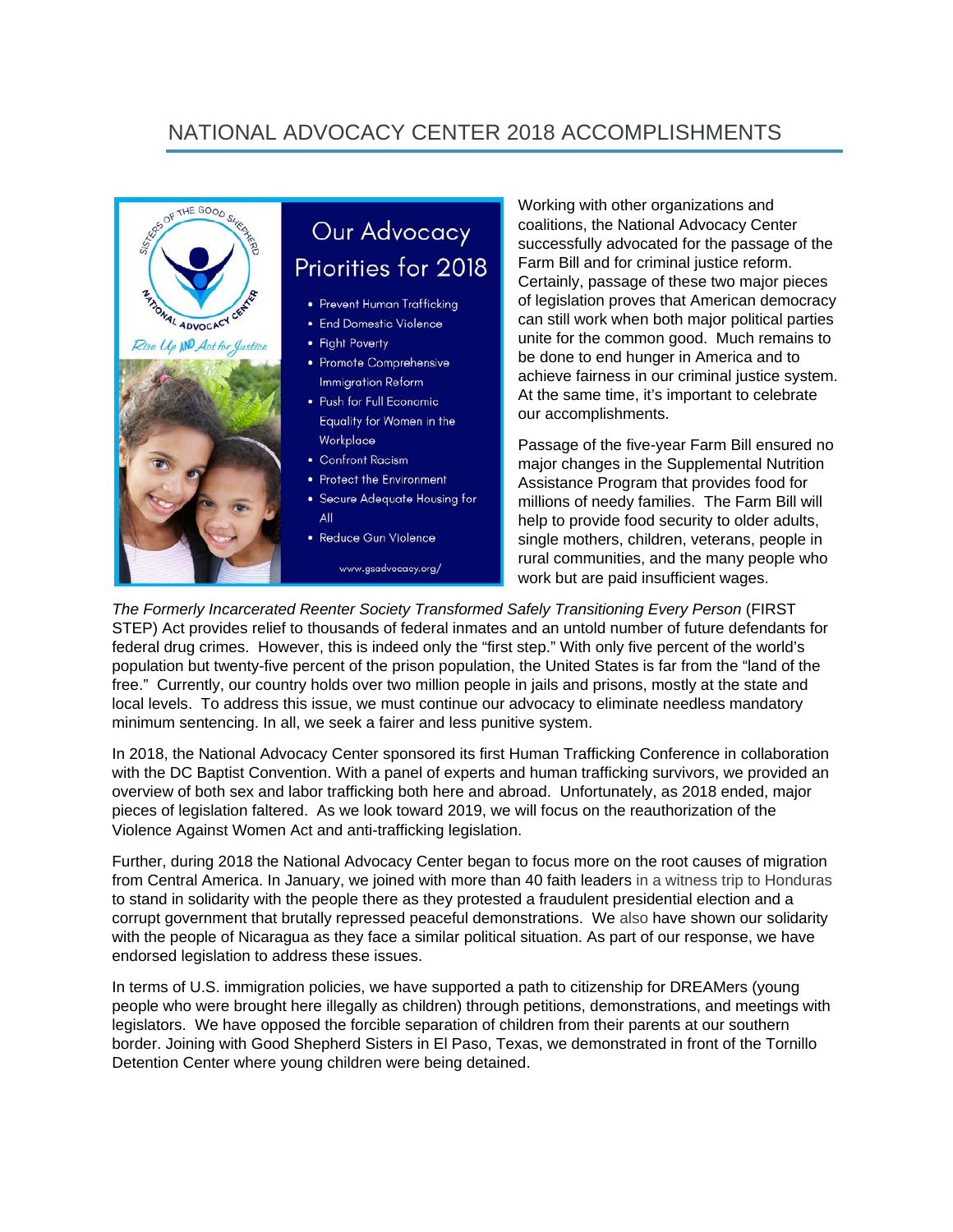# NATIONAL ADVOCACY CENTER 2018 ACCOMPLISHMENTS

Our Advocacy Priorities for 2018

- Prevent Human Trafficking
- End Domestic Violence
- Fight Poverty
- Promote Comprehensive Immigration Reform
- Push for Full Economic Equality for Women in the Workplace
- Confront Racism
- Protect the Environment
- Secure Adequate Housing for All
- Reduce Gun Violence

www.gsadvocacy.org/

Working with other organizations and coalitions, the National Advocacy Center successfully advocated for the passage of the Farm Bill and for criminal justice reform. Certainly, passage of these two major pieces of legislation proves that American democracy can still work when both major political parties unite for the common good. Much remains to be done to end hunger in America and to achieve fairness in our criminal justice system. At the same time, it's important to celebrate our accomplishments.

Passage of the five-year Farm Bill ensured no major changes in the Supplemental Nutrition Assistance Program that provides food for millions of needy families. The Farm Bill will help to provide food security to older adults, single mothers, children, veterans, people in rural communities, and the many people who work but are paid insufficient wages.

*The Formerly Incarcerated Reenter Society Transformed Safely Transitioning Every Person* (FIRST STEP) Act provides relief to thousands of federal inmates and an untold number of future defendants for federal drug crimes. However, this is indeed only the "first step." With only five percent of the world's population but twenty-five percent of the prison population, the United States is far from the "land of the free." Currently, our country holds over two million people in jails and prisons, mostly at the state and local levels. To address this issue, we must continue our advocacy to eliminate needless mandatory minimum sentencing. In all, we seek a fairer and less punitive system.

In 2018, the National Advocacy Center sponsored its first Human Trafficking Conference in collaboration with the DC Baptist Convention. With a panel of experts and human trafficking survivors, we provided an overview of both sex and labor trafficking both here and abroad. Unfortunately, as 2018 ended, major pieces of legislation faltered. As we look toward 2019, we will focus on the reauthorization of the Violence Against Women Act and anti-trafficking legislation.

Further, during 2018 the National Advocacy Center began to focus more on the root causes of migration from Central America. In January, we joined with more than 40 faith leaders in a witness trip to Honduras to stand in solidarity with the people there as they protested a fraudulent presidential election and a corrupt government that brutally repressed peaceful demonstrations. We also have shown our solidarity with the people of Nicaragua as they face a similar political situation. As part of our response, we have endorsed legislation to address these issues.

In terms of U.S. immigration policies, we have supported a path to citizenship for DREAMers (young people who were brought here illegally as children) through petitions, demonstrations, and meetings with legislators. We have opposed the forcible separation of children from their parents at our southern border. Joining with Good Shepherd Sisters in El Paso, Texas, we demonstrated in front of the Tornillo Detention Center where young children were being detained.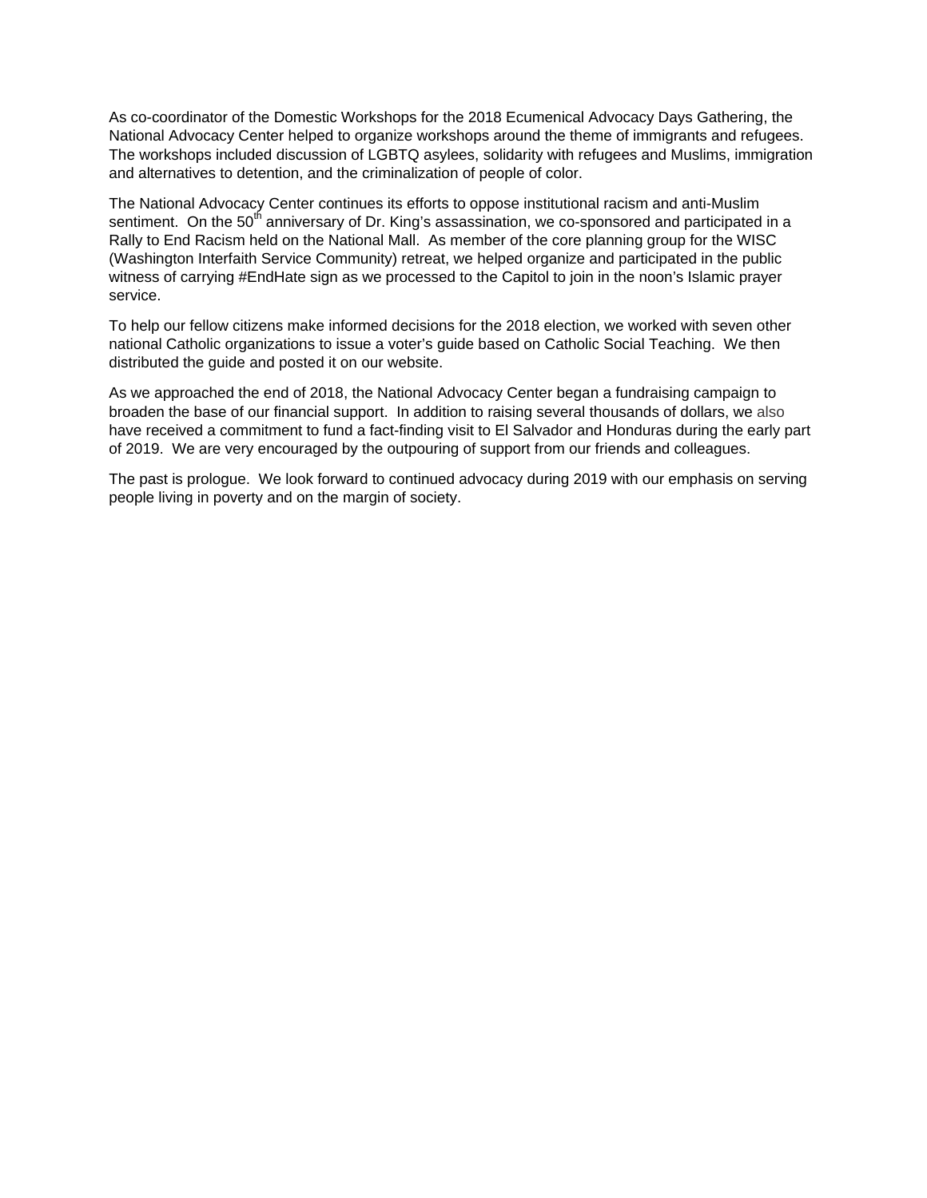As co-coordinator of the Domestic Workshops for the 2018 Ecumenical Advocacy Days Gathering, the National Advocacy Center helped to organize workshops around the theme of immigrants and refugees. The workshops included discussion of LGBTQ asylees, solidarity with refugees and Muslims, immigration and alternatives to detention, and the criminalization of people of color.

The National Advocacy Center continues its efforts to oppose institutional racism and anti-Muslim sentiment. On the 50th anniversary of Dr. King's assassination, we co-sponsored and participated in a Rally to End Racism held on the National Mall. As member of the core planning group for the WISC (Washington Interfaith Service Community) retreat, we helped organize and participated in the public witness of carrying #EndHate sign as we processed to the Capitol to join in the noon's Islamic prayer service.

To help our fellow citizens make informed decisions for the 2018 election, we worked with seven other national Catholic organizations to issue a voter's guide based on Catholic Social Teaching. We then distributed the guide and posted it on our website.

As we approached the end of 2018, the National Advocacy Center began a fundraising campaign to broaden the base of our financial support. In addition to raising several thousands of dollars, we also have received a commitment to fund a fact-finding visit to El Salvador and Honduras during the early part of 2019. We are very encouraged by the outpouring of support from our friends and colleagues.

The past is prologue. We look forward to continued advocacy during 2019 with our emphasis on serving people living in poverty and on the margin of society.